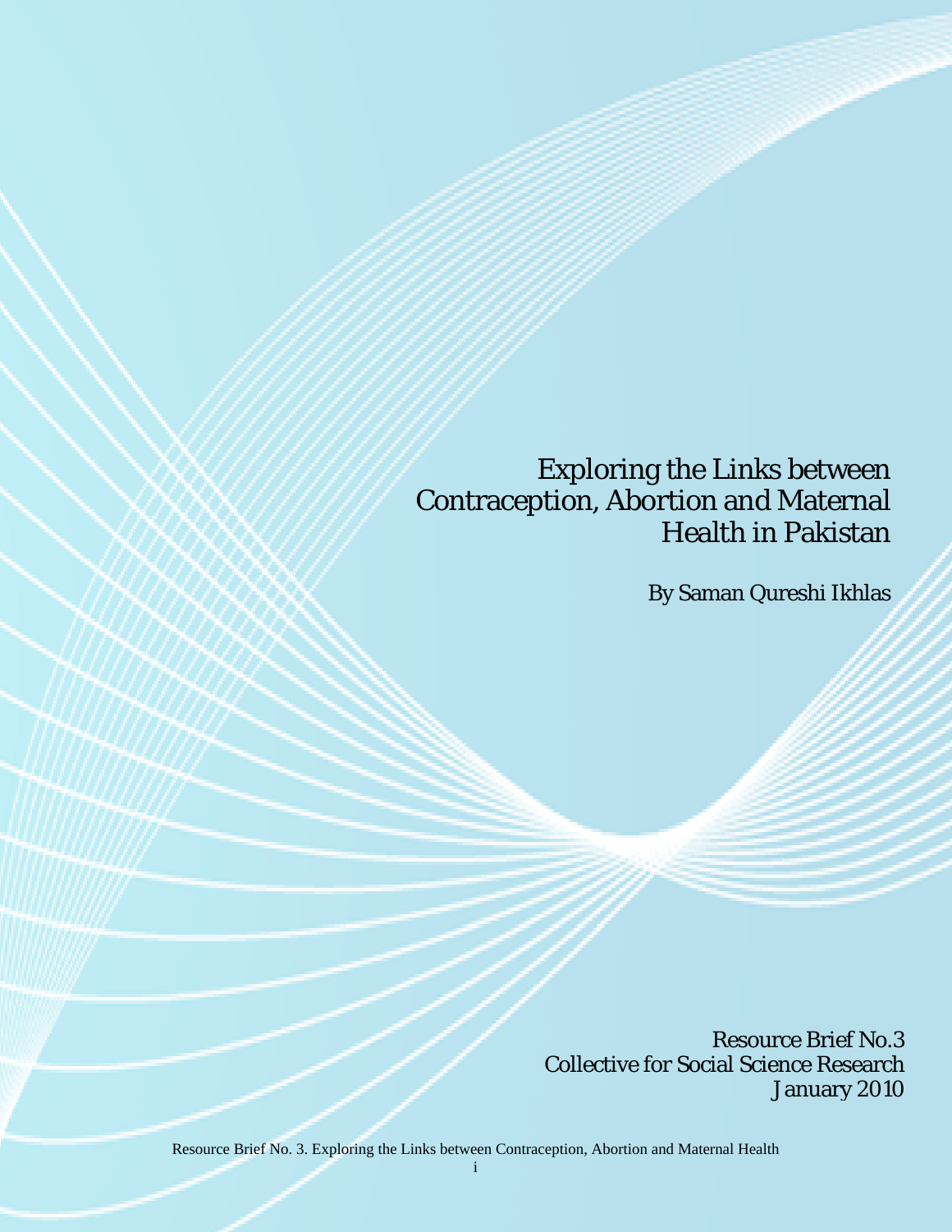# Exploring the Links between Contraception, Abortion and Maternal Health in Pakistan

By Saman Qureshi Ikhlas

Resource Brief No.3
Collective for Social Science Research
January 2010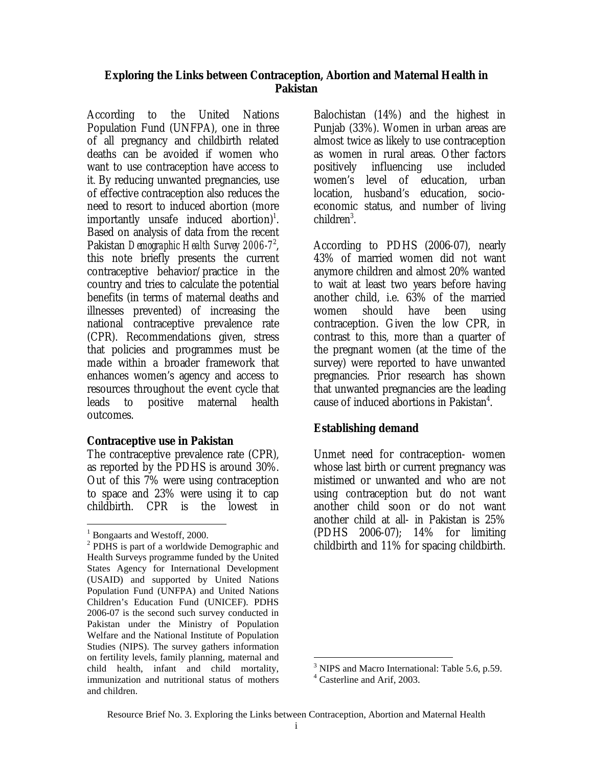# Exploring the Links between Contraception, Abortion and Maternal Health in Pakistan

According to the United Nations Population Fund (UNFPA), one in three of all pregnancy and childbirth related deaths can be avoided if women who want to use contraception have access to it. By reducing unwanted pregnancies, use of effective contraception also reduces the need to resort to induced abortion (more importantly unsafe induced abortion)[1]. Based on analysis of data from the recent Pakistan *Demographic Health Survey 2006-7*[2], this note briefly presents the current contraceptive behavior/practice in the country and tries to calculate the potential benefits (in terms of maternal deaths and illnesses prevented) of increasing the national contraceptive prevalence rate (CPR). Recommendations given, stress that policies and programmes must be made within a broader framework that enhances women's agency and access to resources throughout the event cycle that leads to positive maternal health outcomes.

## Contraceptive use in Pakistan

The contraceptive prevalence rate (CPR), as reported by the PDHS is around 30%. Out of this 7% were using contraception to space and 23% were using it to cap childbirth. CPR is the lowest in Balochistan (14%) and the highest in Punjab (33%). Women in urban areas are almost twice as likely to use contraception as women in rural areas. Other factors positively influencing use included women's level of education, urban location, husband's education, socio-economic status, and number of living children[3].

According to PDHS (2006-07), nearly 43% of married women did not want anymore children and almost 20% wanted to wait at least two years before having another child, i.e. 63% of the married women should have been using contraception. Given the low CPR, in contrast to this, more than a quarter of the pregnant women (at the time of the survey) were reported to have unwanted pregnancies. Prior research has shown that unwanted pregnancies are the leading cause of induced abortions in Pakistan[4].

## Establishing demand

Unmet need for contraception- women whose last birth or current pregnancy was mistimed or unwanted and who are not using contraception but do not want another child soon or do not want another child at all- in Pakistan is 25% (PDHS 2006-07); 14% for limiting childbirth and 11% for spacing childbirth.

---

[1] Bongaarts and Westoff, 2000.

[2] PDHS is part of a worldwide Demographic and Health Surveys programme funded by the United States Agency for International Development (USAID) and supported by United Nations Population Fund (UNFPA) and United Nations Children's Education Fund (UNICEF). PDHS 2006-07 is the second such survey conducted in Pakistan under the Ministry of Population Welfare and the National Institute of Population Studies (NIPS). The survey gathers information on fertility levels, family planning, maternal and child health, infant and child mortality, immunization and nutritional status of mothers and children.

[3] NIPS and Macro International: Table 5.6, p.59.

[4] Casterline and Arif, 2003.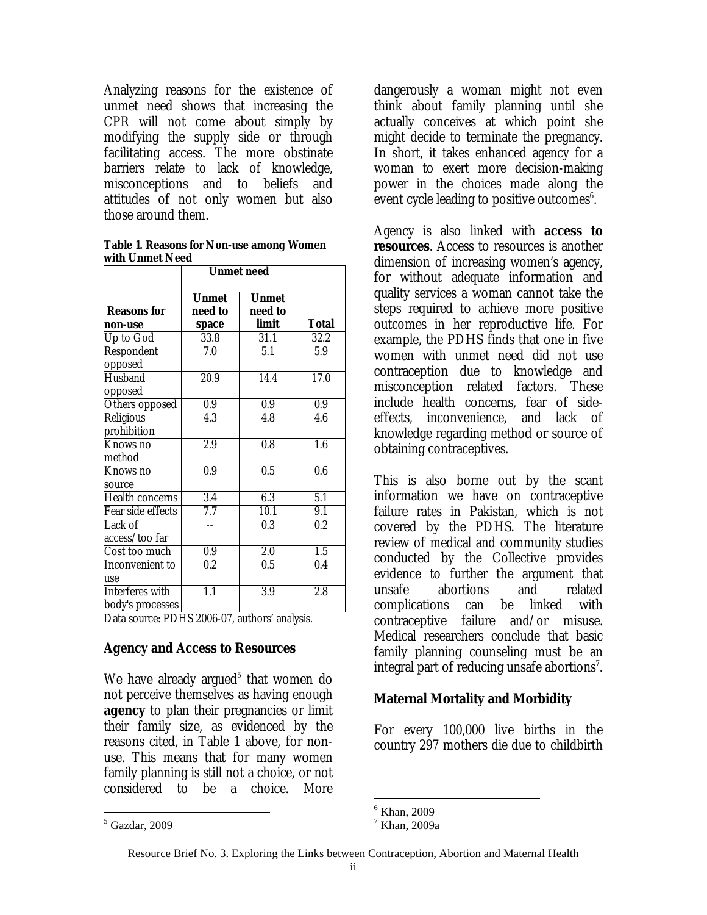Analyzing reasons for the existence of unmet need shows that increasing the CPR will not come about simply by modifying the supply side or through facilitating access. The more obstinate barriers relate to lack of knowledge, misconceptions and to beliefs and attitudes of not only women but also those around them.

**Table 1. Reasons for Non-use among Women with Unmet Need**

| | Unmet need | | |
|---|---|---|---|
| **Reasons for non-use** | **Unmet need to space** | **Unmet need to limit** | **Total** |
| Up to God | 33.8 | 31.1 | 32.2 |
| Respondent opposed | 7.0 | 5.1 | 5.9 |
| Husband opposed | 20.9 | 14.4 | 17.0 |
| Others opposed | 0.9 | 0.9 | 0.9 |
| Religious prohibition | 4.3 | 4.8 | 4.6 |
| Knows no method | 2.9 | 0.8 | 1.6 |
| Knows no source | 0.9 | 0.5 | 0.6 |
| Health concerns | 3.4 | 6.3 | 5.1 |
| Fear side effects | 7.7 | 10.1 | 9.1 |
| Lack of access/too far | -- | 0.3 | 0.2 |
| Cost too much | 0.9 | 2.0 | 1.5 |
| Inconvenient to use | 0.2 | 0.5 | 0.4 |
| Interferes with body's processes | 1.1 | 3.9 | 2.8 |

Data source: PDHS 2006-07, authors' analysis.

## Agency and Access to Resources

We have already argued[5] that women do not perceive themselves as having enough **agency** to plan their pregnancies or limit their family size, as evidenced by the reasons cited, in Table 1 above, for non-use. This means that for many women family planning is still not a choice, or not considered to be a choice. More dangerously a woman might not even think about family planning until she actually conceives at which point she might decide to terminate the pregnancy. In short, it takes enhanced agency for a woman to exert more decision-making power in the choices made along the event cycle leading to positive outcomes[6].

Agency is also linked with **access to resources**. Access to resources is another dimension of increasing women's agency, for without adequate information and quality services a woman cannot take the steps required to achieve more positive outcomes in her reproductive life. For example, the PDHS finds that one in five women with unmet need did not use contraception due to knowledge and misconception related factors. These include health concerns, fear of side-effects, inconvenience, and lack of knowledge regarding method or source of obtaining contraceptives.

This is also borne out by the scant information we have on contraceptive failure rates in Pakistan, which is not covered by the PDHS. The literature review of medical and community studies conducted by the Collective provides evidence to further the argument that unsafe abortions and related complications can be linked with contraceptive failure and/or misuse. Medical researchers conclude that basic family planning counseling must be an integral part of reducing unsafe abortions[7].

## Maternal Mortality and Morbidity

For every 100,000 live births in the country 297 mothers die due to childbirth

---

[5] Gazdar, 2009

[6] Khan, 2009

[7] Khan, 2009a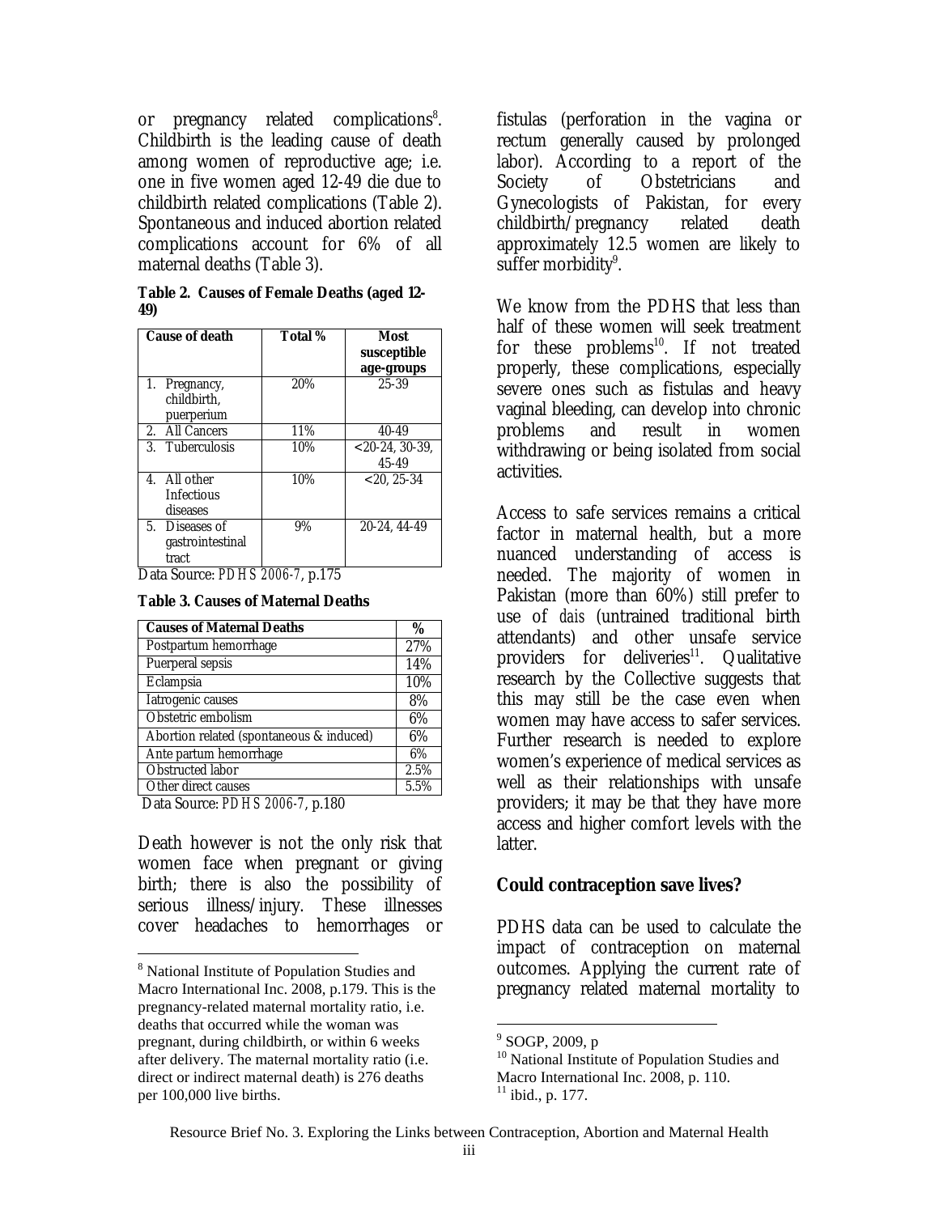or pregnancy related complications[8]. Childbirth is the leading cause of death among women of reproductive age; i.e. one in five women aged 12-49 die due to childbirth related complications (Table 2). Spontaneous and induced abortion related complications account for 6% of all maternal deaths (Table 3).

**Table 2. Causes of Female Deaths (aged 12-49)**

| Cause of death | Total % | Most susceptible age-groups |
|---|---|---|
| 1. Pregnancy, childbirth, puerperium | 20% | 25-39 |
| 2. All Cancers | 11% | 40-49 |
| 3. Tuberculosis | 10% | <20-24, 30-39, 45-49 |
| 4. All other Infectious diseases | 10% | <20, 25-34 |
| 5. Diseases of gastrointestinal tract | 9% | 20-24, 44-49 |

Data Source: *PDHS 2006-7*, p.175

**Table 3. Causes of Maternal Deaths**

| Causes of Maternal Deaths | % |
|---|---|
| Postpartum hemorrhage | 27% |
| Puerperal sepsis | 14% |
| Eclampsia | 10% |
| Iatrogenic causes | 8% |
| Obstetric embolism | 6% |
| Abortion related (spontaneous & induced) | 6% |
| Ante partum hemorrhage | 6% |
| Obstructed labor | 2.5% |
| Other direct causes | 5.5% |

Data Source: *PDHS 2006-7*, p.180

Death however is not the only risk that women face when pregnant or giving birth; there is also the possibility of serious illness/injury. These illnesses cover headaches to hemorrhages or fistulas (perforation in the vagina or rectum generally caused by prolonged labor). According to a report of the Society of Obstetricians and Gynecologists of Pakistan, for every childbirth/pregnancy related death approximately 12.5 women are likely to suffer morbidity[9].

We know from the PDHS that less than half of these women will seek treatment for these problems[10]. If not treated properly, these complications, especially severe ones such as fistulas and heavy vaginal bleeding, can develop into chronic problems and result in women withdrawing or being isolated from social activities.

Access to safe services remains a critical factor in maternal health, but a more nuanced understanding of access is needed. The majority of women in Pakistan (more than 60%) still prefer to use of *dais* (untrained traditional birth attendants) and other unsafe service providers for deliveries[11]. Qualitative research by the Collective suggests that this may still be the case even when women may have access to safer services. Further research is needed to explore women's experience of medical services as well as their relationships with unsafe providers; it may be that they have more access and higher comfort levels with the latter.

### Could contraception save lives?

PDHS data can be used to calculate the impact of contraception on maternal outcomes. Applying the current rate of pregnancy related maternal mortality to

---

[8] National Institute of Population Studies and Macro International Inc. 2008, p.179. This is the pregnancy-related maternal mortality ratio, i.e. deaths that occurred while the woman was pregnant, during childbirth, or within 6 weeks after delivery. The maternal mortality ratio (i.e. direct or indirect maternal death) is 276 deaths per 100,000 live births.

[9] SOGP, 2009, p

[10] National Institute of Population Studies and Macro International Inc. 2008, p. 110.

[11] ibid., p. 177.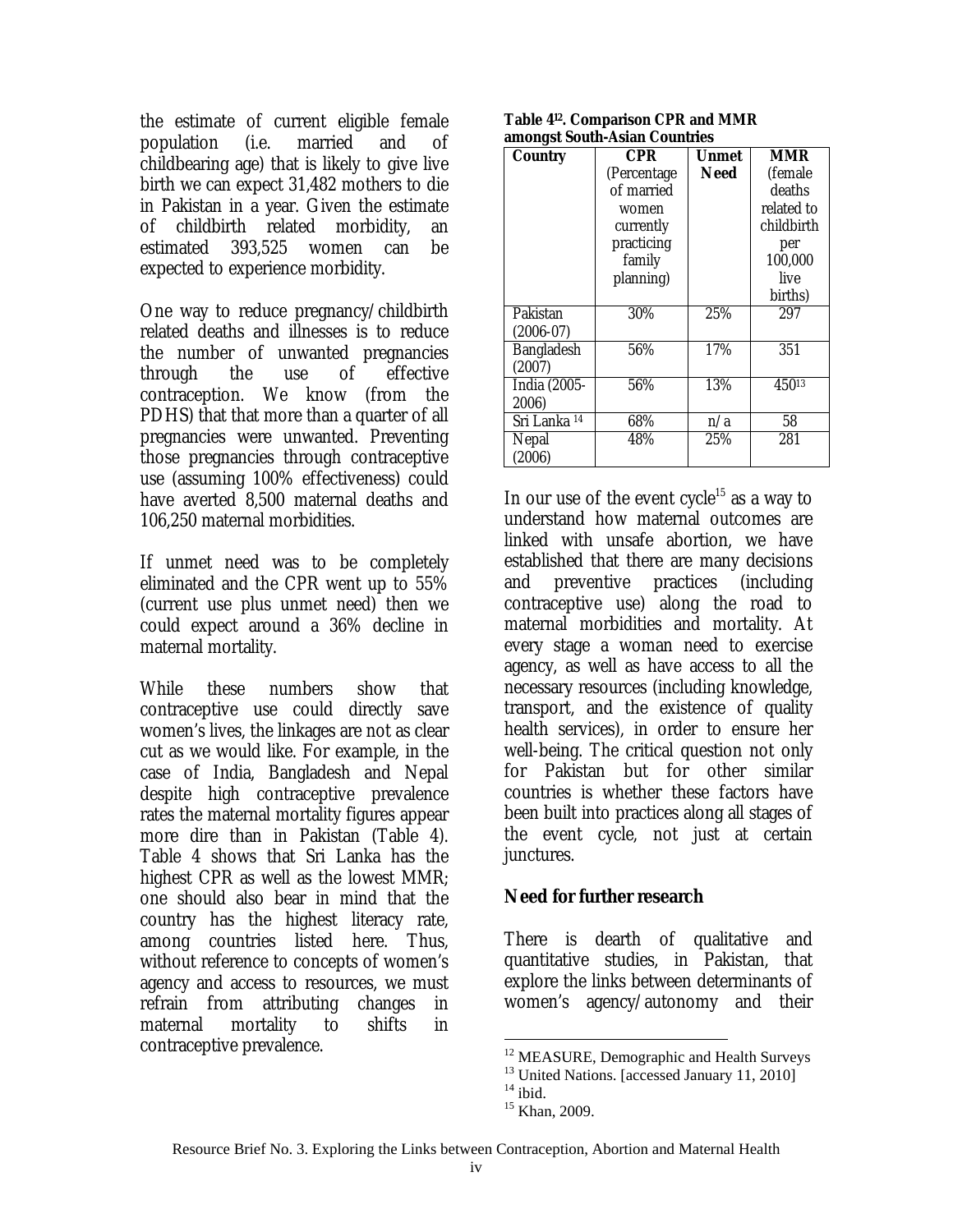the estimate of current eligible female population (i.e. married and of childbearing age) that is likely to give live birth we can expect 31,482 mothers to die in Pakistan in a year. Given the estimate of childbirth related morbidity, an estimated 393,525 women can be expected to experience morbidity.

One way to reduce pregnancy/childbirth related deaths and illnesses is to reduce the number of unwanted pregnancies through the use of effective contraception. We know (from the PDHS) that that more than a quarter of all pregnancies were unwanted. Preventing those pregnancies through contraceptive use (assuming 100% effectiveness) could have averted 8,500 maternal deaths and 106,250 maternal morbidities.

If unmet need was to be completely eliminated and the CPR went up to 55% (current use plus unmet need) then we could expect around a 36% decline in maternal mortality.

While these numbers show that contraceptive use could directly save women's lives, the linkages are not as clear cut as we would like. For example, in the case of India, Bangladesh and Nepal despite high contraceptive prevalence rates the maternal mortality figures appear more dire than in Pakistan (Table 4). Table 4 shows that Sri Lanka has the highest CPR as well as the lowest MMR; one should also bear in mind that the country has the highest literacy rate, among countries listed here. Thus, without reference to concepts of women's agency and access to resources, we must refrain from attributing changes in maternal mortality to shifts in contraceptive prevalence.

**Table 4[12]. Comparison CPR and MMR amongst South-Asian Countries**

| Country | CPR (Percentage of married women currently practicing family planning) | Unmet Need | MMR (female deaths related to childbirth per 100,000 live births) |
|---|---|---|---|
| Pakistan (2006-07) | 30% | 25% | 297 |
| Bangladesh (2007) | 56% | 17% | 351 |
| India (2005-2006) | 56% | 13% | 450[13] |
| Sri Lanka [14] | 68% | n/a | 58 |
| Nepal (2006) | 48% | 25% | 281 |

In our use of the event cycle[15] as a way to understand how maternal outcomes are linked with unsafe abortion, we have established that there are many decisions and preventive practices (including contraceptive use) along the road to maternal morbidities and mortality. At every stage a woman need to exercise agency, as well as have access to all the necessary resources (including knowledge, transport, and the existence of quality health services), in order to ensure her well-being. The critical question not only for Pakistan but for other similar countries is whether these factors have been built into practices along all stages of the event cycle, not just at certain junctures.

## Need for further research

There is dearth of qualitative and quantitative studies, in Pakistan, that explore the links between determinants of women's agency/autonomy and their

[12] MEASURE, Demographic and Health Surveys

[13] United Nations. [accessed January 11, 2010]

[14] ibid.

[15] Khan, 2009.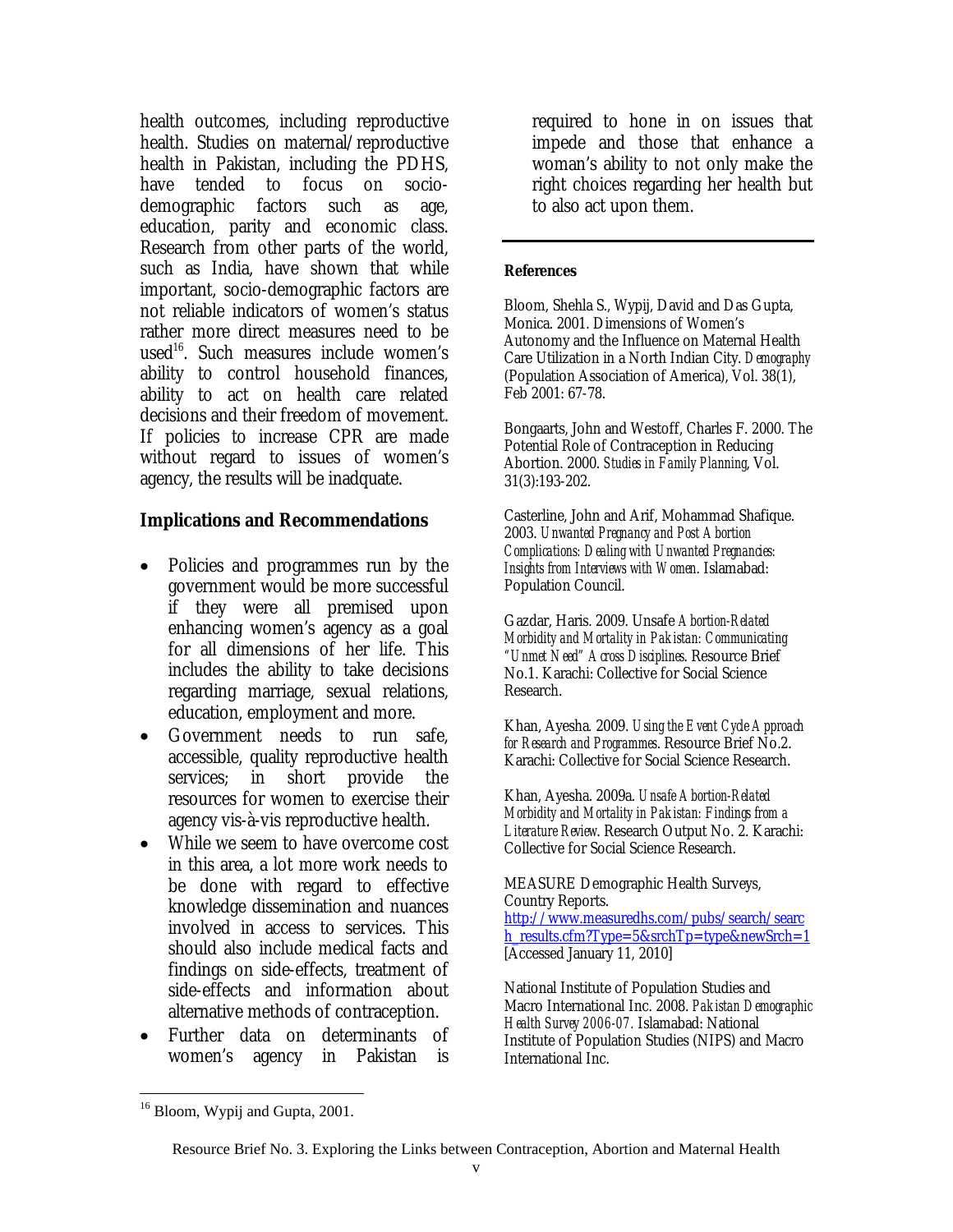health outcomes, including reproductive health. Studies on maternal/reproductive health in Pakistan, including the PDHS, have tended to focus on socio-demographic factors such as age, education, parity and economic class. Research from other parts of the world, such as India, have shown that while important, socio-demographic factors are not reliable indicators of women's status rather more direct measures need to be used[16]. Such measures include women's ability to control household finances, ability to act on health care related decisions and their freedom of movement. If policies to increase CPR are made without regard to issues of women's agency, the results will be inadquate.

## Implications and Recommendations

- Policies and programmes run by the government would be more successful if they were all premised upon enhancing women's agency as a goal for all dimensions of her life. This includes the ability to take decisions regarding marriage, sexual relations, education, employment and more.
- Government needs to run safe, accessible, quality reproductive health services; in short provide the resources for women to exercise their agency vis-à-vis reproductive health.
- While we seem to have overcome cost in this area, a lot more work needs to be done with regard to effective knowledge dissemination and nuances involved in access to services. This should also include medical facts and findings on side-effects, treatment of side-effects and information about alternative methods of contraception.
- Further data on determinants of women's agency in Pakistan is required to hone in on issues that impede and those that enhance a woman's ability to not only make the right choices regarding her health but to also act upon them.

---

**References**

Bloom, Shehla S., Wypij, David and Das Gupta, Monica. 2001. Dimensions of Women's Autonomy and the Influence on Maternal Health Care Utilization in a North Indian City. *Demography* (Population Association of America), Vol. 38(1), Feb 2001: 67-78.

Bongaarts, John and Westoff, Charles F. 2000. The Potential Role of Contraception in Reducing Abortion. 2000. *Studies in Family Planning*, Vol. 31(3):193-202.

Casterline, John and Arif, Mohammad Shafique. 2003. *Unwanted Pregnancy and Post Abortion Complications: Dealing with Unwanted Pregnancies: Insights from Interviews with Women*. Islamabad: Population Council.

Gazdar, Haris. 2009. Unsafe *Abortion-Related Morbidity and Mortality in Pakistan: Communicating "Unmet Need" Across Disciplines*. Resource Brief No.1. Karachi: Collective for Social Science Research.

Khan, Ayesha. 2009. *Using the Event Cycle Approach for Research and Programmes*. Resource Brief No.2. Karachi: Collective for Social Science Research.

Khan, Ayesha. 2009a. *Unsafe Abortion-Related Morbidity and Mortality in Pakistan: Findings from a Literature Review*. Research Output No. 2. Karachi: Collective for Social Science Research.

MEASURE Demographic Health Surveys, Country Reports. http://www.measuredhs.com/pubs/search/search_results.cfm?Type=5&srchTp=type&newSrch=1 [Accessed January 11, 2010]

National Institute of Population Studies and Macro International Inc. 2008. *Pakistan Demographic Health Survey 2006-07.* Islamabad: National Institute of Population Studies (NIPS) and Macro International Inc.

---

[16] Bloom, Wypij and Gupta, 2001.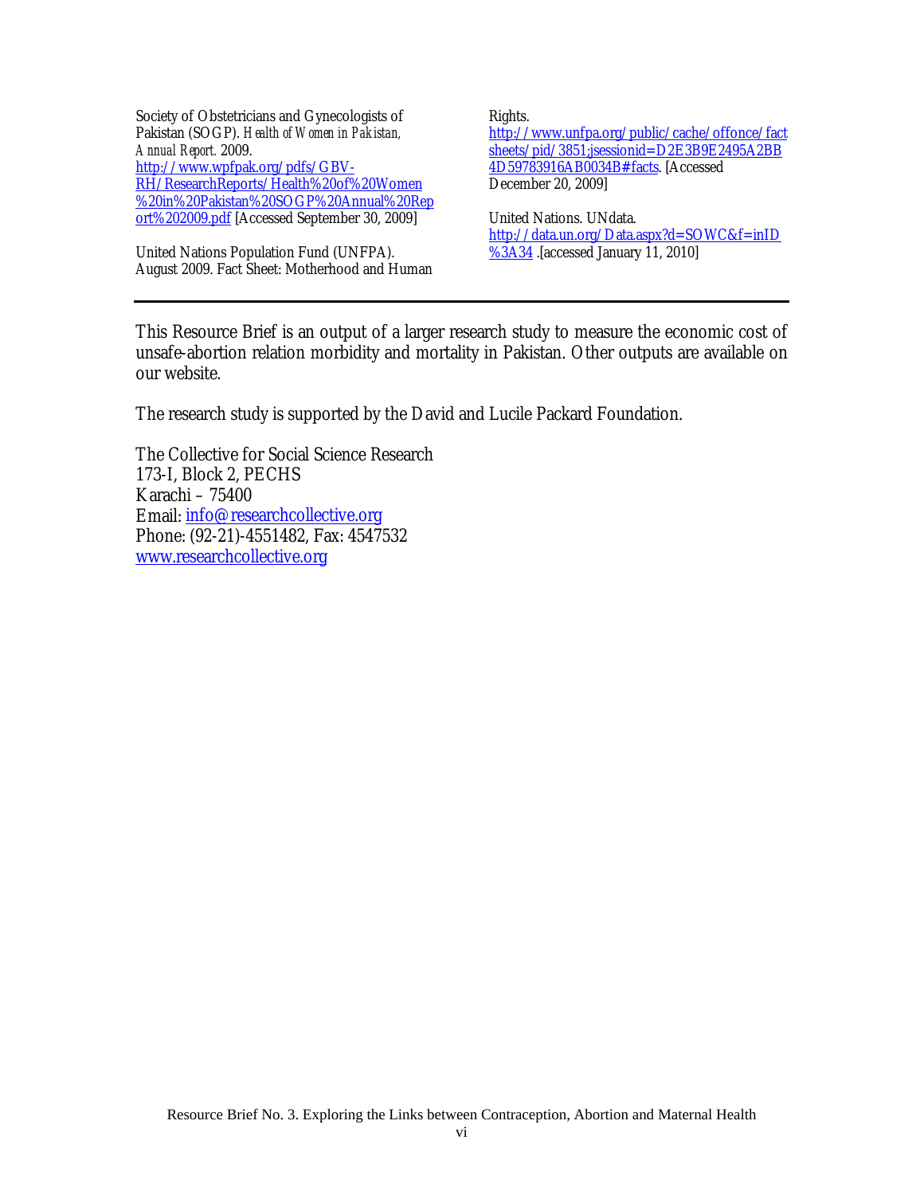Society of Obstetricians and Gynecologists of Pakistan (SOGP). *Health of Women in Pakistan, Annual Report.* 2009. http://www.wpfpak.org/pdfs/GBV-RH/ResearchReports/Health%20of%20Women%20in%20Pakistan%20SOGP%20Annual%20Report%202009.pdf [Accessed September 30, 2009]

United Nations Population Fund (UNFPA). August 2009. Fact Sheet: Motherhood and Human Rights. http://www.unfpa.org/public/cache/offonce/factsheets/pid/3851;jsessionid=D2E3B9E2495A2BB4D59783916AB0034B#facts. [Accessed December 20, 2009]

United Nations. UNdata. http://data.un.org/Data.aspx?d=SOWC&f=inID%3A34 .[accessed January 11, 2010]

---

This Resource Brief is an output of a larger research study to measure the economic cost of unsafe-abortion relation morbidity and mortality in Pakistan. Other outputs are available on our website.

The research study is supported by the David and Lucile Packard Foundation.

The Collective for Social Science Research
173-I, Block 2, PECHS
Karachi – 75400
Email: info@researchcollective.org
Phone: (92-21)-4551482, Fax: 4547532
www.researchcollective.org